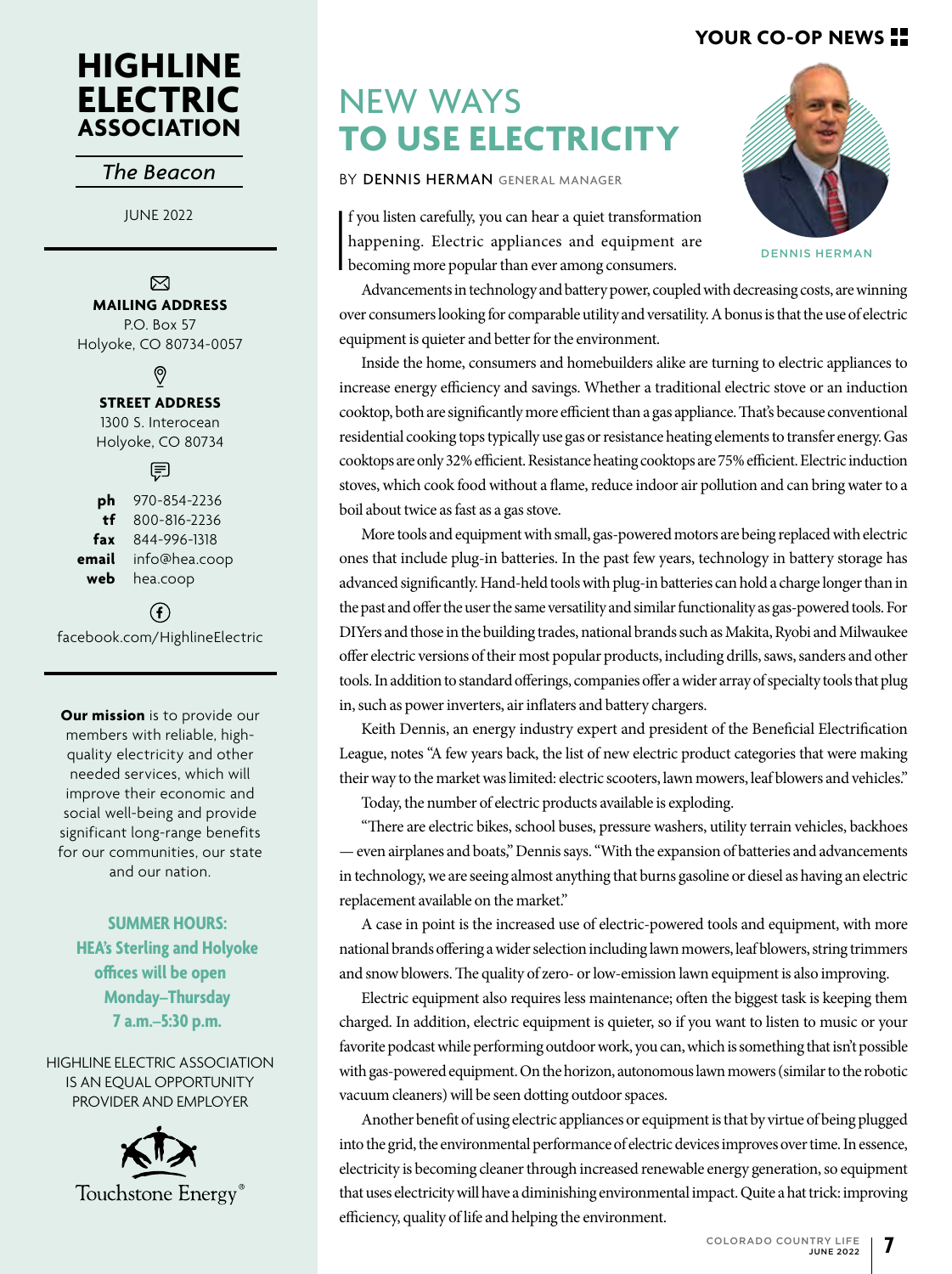# HIGHLINE ELECTRIC ASSOCIATION

*The Beacon*

JUNE 2022

**MAILING ADDRESS**
P.O. Box 57
Holyoke, CO 80734-0057

**STREET ADDRESS**
1300 S. Interocean
Holyoke, CO 80734

**ph** 970-854-2236
**tf** 800-816-2236
**fax** 844-996-1318
**email** info@hea.coop
**web** hea.coop

facebook.com/HighlineElectric

**Our mission** is to provide our members with reliable, high-quality electricity and other needed services, which will improve their economic and social well-being and provide significant long-range benefits for our communities, our state and our nation.

**SUMMER HOURS: HEA's Sterling and Holyoke offices will be open Monday–Thursday 7 a.m.–5:30 p.m.**

HIGHLINE ELECTRIC ASSOCIATION IS AN EQUAL OPPORTUNITY PROVIDER AND EMPLOYER

Touchstone Energy®

## YOUR CO-OP NEWS

# NEW WAYS TO USE ELECTRICITY

BY **DENNIS HERMAN** GENERAL MANAGER

DENNIS HERMAN

If you listen carefully, you can hear a quiet transformation happening. Electric appliances and equipment are becoming more popular than ever among consumers.

Advancements in technology and battery power, coupled with decreasing costs, are winning over consumers looking for comparable utility and versatility. A bonus is that the use of electric equipment is quieter and better for the environment.

Inside the home, consumers and homebuilders alike are turning to electric appliances to increase energy efficiency and savings. Whether a traditional electric stove or an induction cooktop, both are significantly more efficient than a gas appliance. That's because conventional residential cooking tops typically use gas or resistance heating elements to transfer energy. Gas cooktops are only 32% efficient. Resistance heating cooktops are 75% efficient. Electric induction stoves, which cook food without a flame, reduce indoor air pollution and can bring water to a boil about twice as fast as a gas stove.

More tools and equipment with small, gas-powered motors are being replaced with electric ones that include plug-in batteries. In the past few years, technology in battery storage has advanced significantly. Hand-held tools with plug-in batteries can hold a charge longer than in the past and offer the user the same versatility and similar functionality as gas-powered tools. For DIYers and those in the building trades, national brands such as Makita, Ryobi and Milwaukee offer electric versions of their most popular products, including drills, saws, sanders and other tools. In addition to standard offerings, companies offer a wider array of specialty tools that plug in, such as power inverters, air inflaters and battery chargers.

Keith Dennis, an energy industry expert and president of the Beneficial Electrification League, notes "A few years back, the list of new electric product categories that were making their way to the market was limited: electric scooters, lawn mowers, leaf blowers and vehicles."

Today, the number of electric products available is exploding.

"There are electric bikes, school buses, pressure washers, utility terrain vehicles, backhoes — even airplanes and boats," Dennis says. "With the expansion of batteries and advancements in technology, we are seeing almost anything that burns gasoline or diesel as having an electric replacement available on the market."

A case in point is the increased use of electric-powered tools and equipment, with more national brands offering a wider selection including lawn mowers, leaf blowers, string trimmers and snow blowers. The quality of zero- or low-emission lawn equipment is also improving.

Electric equipment also requires less maintenance; often the biggest task is keeping them charged. In addition, electric equipment is quieter, so if you want to listen to music or your favorite podcast while performing outdoor work, you can, which is something that isn't possible with gas-powered equipment. On the horizon, autonomous lawn mowers (similar to the robotic vacuum cleaners) will be seen dotting outdoor spaces.

Another benefit of using electric appliances or equipment is that by virtue of being plugged into the grid, the environmental performance of electric devices improves over time. In essence, electricity is becoming cleaner through increased renewable energy generation, so equipment that uses electricity will have a diminishing environmental impact. Quite a hat trick: improving efficiency, quality of life and helping the environment.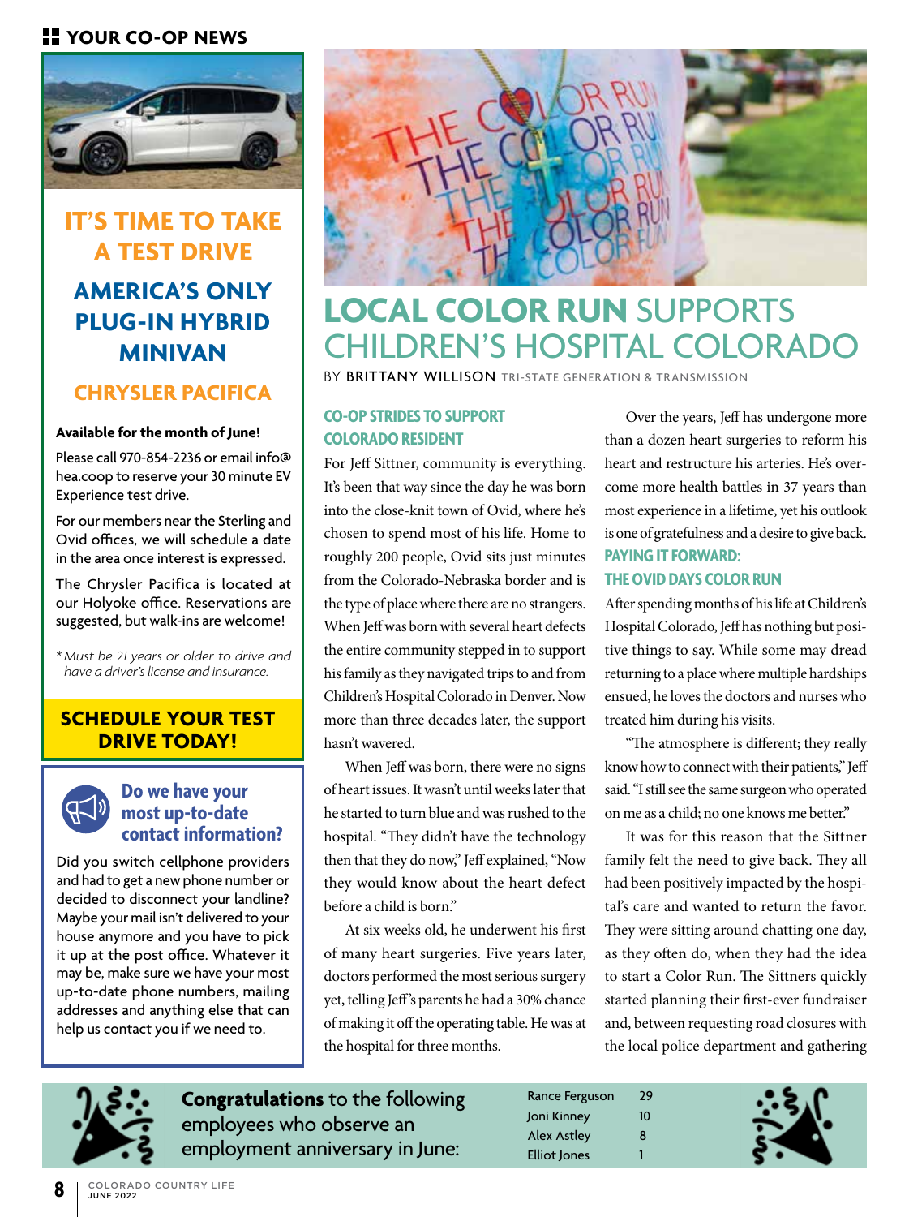## YOUR CO-OP NEWS

## IT'S TIME TO TAKE A TEST DRIVE

### AMERICA'S ONLY PLUG-IN HYBRID MINIVAN

### CHRYSLER PACIFICA

**Available for the month of June!**

Please call 970-854-2236 or email info@hea.coop to reserve your 30 minute EV Experience test drive.

For our members near the Sterling and Ovid offices, we will schedule a date in the area once interest is expressed.

The Chrysler Pacifica is located at our Holyoke office. Reservations are suggested, but walk-ins are welcome!

*\*Must be 21 years or older to drive and have a driver's license and insurance.*

**SCHEDULE YOUR TEST DRIVE TODAY!**

### Do we have your most up-to-date contact information?

Did you switch cellphone providers and had to get a new phone number or decided to disconnect your landline? Maybe your mail isn't delivered to your house anymore and you have to pick it up at the post office. Whatever it may be, make sure we have your most up-to-date phone numbers, mailing addresses and anything else that can help us contact you if we need to.

# LOCAL COLOR RUN SUPPORTS CHILDREN'S HOSPITAL COLORADO

BY BRITTANY WILLISON TRI-STATE GENERATION & TRANSMISSION

### CO-OP STRIDES TO SUPPORT COLORADO RESIDENT

For Jeff Sittner, community is everything. It's been that way since the day he was born into the close-knit town of Ovid, where he's chosen to spend most of his life. Home to roughly 200 people, Ovid sits just minutes from the Colorado-Nebraska border and is the type of place where there are no strangers. When Jeff was born with several heart defects the entire community stepped in to support his family as they navigated trips to and from Children's Hospital Colorado in Denver. Now more than three decades later, the support hasn't wavered.

When Jeff was born, there were no signs of heart issues. It wasn't until weeks later that he started to turn blue and was rushed to the hospital. "They didn't have the technology then that they do now," Jeff explained, "Now they would know about the heart defect before a child is born."

At six weeks old, he underwent his first of many heart surgeries. Five years later, doctors performed the most serious surgery yet, telling Jeff's parents he had a 30% chance of making it off the operating table. He was at the hospital for three months.

Over the years, Jeff has undergone more than a dozen heart surgeries to reform his heart and restructure his arteries. He's overcome more health battles in 37 years than most experience in a lifetime, yet his outlook is one of gratefulness and a desire to give back.

### PAYING IT FORWARD: THE OVID DAYS COLOR RUN

After spending months of his life at Children's Hospital Colorado, Jeff has nothing but positive things to say. While some may dread returning to a place where multiple hardships ensued, he loves the doctors and nurses who treated him during his visits.

"The atmosphere is different; they really know how to connect with their patients," Jeff said. "I still see the same surgeon who operated on me as a child; no one knows me better."

It was for this reason that the Sittner family felt the need to give back. They all had been positively impacted by the hospital's care and wanted to return the favor. They were sitting around chatting one day, as they often do, when they had the idea to start a Color Run. The Sittners quickly started planning their first-ever fundraiser and, between requesting road closures with the local police department and gathering

**Congratulations** to the following employees who observe an employment anniversary in June:

| | |
|---|---|
| Rance Ferguson | 29 |
| Joni Kinney | 10 |
| Alex Astley | 8 |
| Elliot Jones | 1 |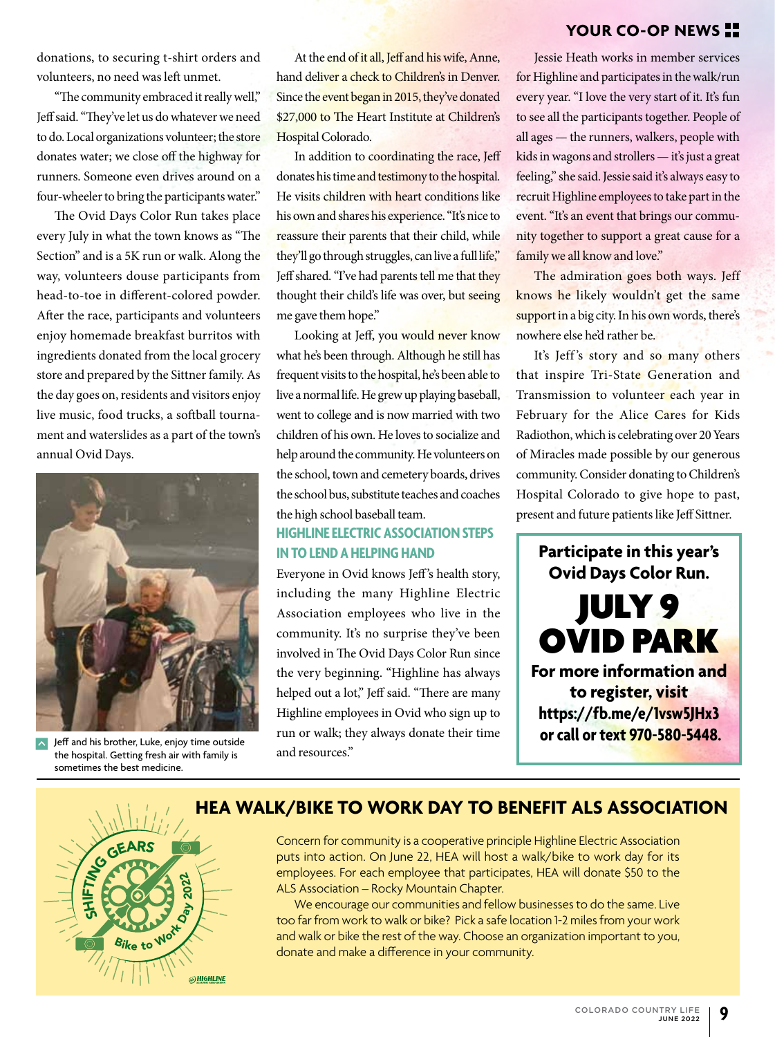donations, to securing t-shirt orders and volunteers, no need was left unmet.

"The community embraced it really well," Jeff said. "They've let us do whatever we need to do. Local organizations volunteer; the store donates water; we close off the highway for runners. Someone even drives around on a four-wheeler to bring the participants water."

The Ovid Days Color Run takes place every July in what the town knows as "The Section" and is a 5K run or walk. Along the way, volunteers douse participants from head-to-toe in different-colored powder. After the race, participants and volunteers enjoy homemade breakfast burritos with ingredients donated from the local grocery store and prepared by the Sittner family. As the day goes on, residents and visitors enjoy live music, food trucks, a softball tournament and waterslides as a part of the town's annual Ovid Days.

Jeff and his brother, Luke, enjoy time outside the hospital. Getting fresh air with family is sometimes the best medicine.

At the end of it all, Jeff and his wife, Anne, hand deliver a check to Children's in Denver. Since the event began in 2015, they've donated $27,000 to The Heart Institute at Children's Hospital Colorado.

In addition to coordinating the race, Jeff donates his time and testimony to the hospital. He visits children with heart conditions like his own and shares his experience. "It's nice to reassure their parents that their child, while they'll go through struggles, can live a full life," Jeff shared. "I've had parents tell me that they thought their child's life was over, but seeing me gave them hope."

Looking at Jeff, you would never know what he's been through. Although he still has frequent visits to the hospital, he's been able to live a normal life. He grew up playing baseball, went to college and is now married with two children of his own. He loves to socialize and help around the community. He volunteers on the school, town and cemetery boards, drives the school bus, substitute teaches and coaches the high school baseball team.

### HIGHLINE ELECTRIC ASSOCIATION STEPS IN TO LEND A HELPING HAND

Everyone in Ovid knows Jeff's health story, including the many Highline Electric Association employees who live in the community. It's no surprise they've been involved in The Ovid Days Color Run since the very beginning. "Highline has always helped out a lot," Jeff said. "There are many Highline employees in Ovid who sign up to run or walk; they always donate their time and resources."

Jessie Heath works in member services for Highline and participates in the walk/run every year. "I love the very start of it. It's fun to see all the participants together. People of all ages — the runners, walkers, people with kids in wagons and strollers — it's just a great feeling," she said. Jessie said it's always easy to recruit Highline employees to take part in the event. "It's an event that brings our community together to support a great cause for a family we all know and love."

The admiration goes both ways. Jeff knows he likely wouldn't get the same support in a big city. In his own words, there's nowhere else he'd rather be.

It's Jeff's story and so many others that inspire Tri-State Generation and Transmission to volunteer each year in February for the Alice Cares for Kids Radiothon, which is celebrating over 20 Years of Miracles made possible by our generous community. Consider donating to Children's Hospital Colorado to give hope to past, present and future patients like Jeff Sittner.

**Participate in this year's Ovid Days Color Run.**

**JULY 9**
**OVID PARK**

**For more information and to register, visit https://fb.me/e/1vsw5JHx3 or call or text 970-580-5448.**

## HEA WALK/BIKE TO WORK DAY TO BENEFIT ALS ASSOCIATION

SHIFTING GEARS — Bike to Work Day 2022 — HIGHLINE

Concern for community is a cooperative principle Highline Electric Association puts into action. On June 22, HEA will host a walk/bike to work day for its employees. For each employee that participates, HEA will donate $50 to the ALS Association – Rocky Mountain Chapter.

We encourage our communities and fellow businesses to do the same. Live too far from work to walk or bike? Pick a safe location 1-2 miles from your work and walk or bike the rest of the way. Choose an organization important to you, donate and make a difference in your community.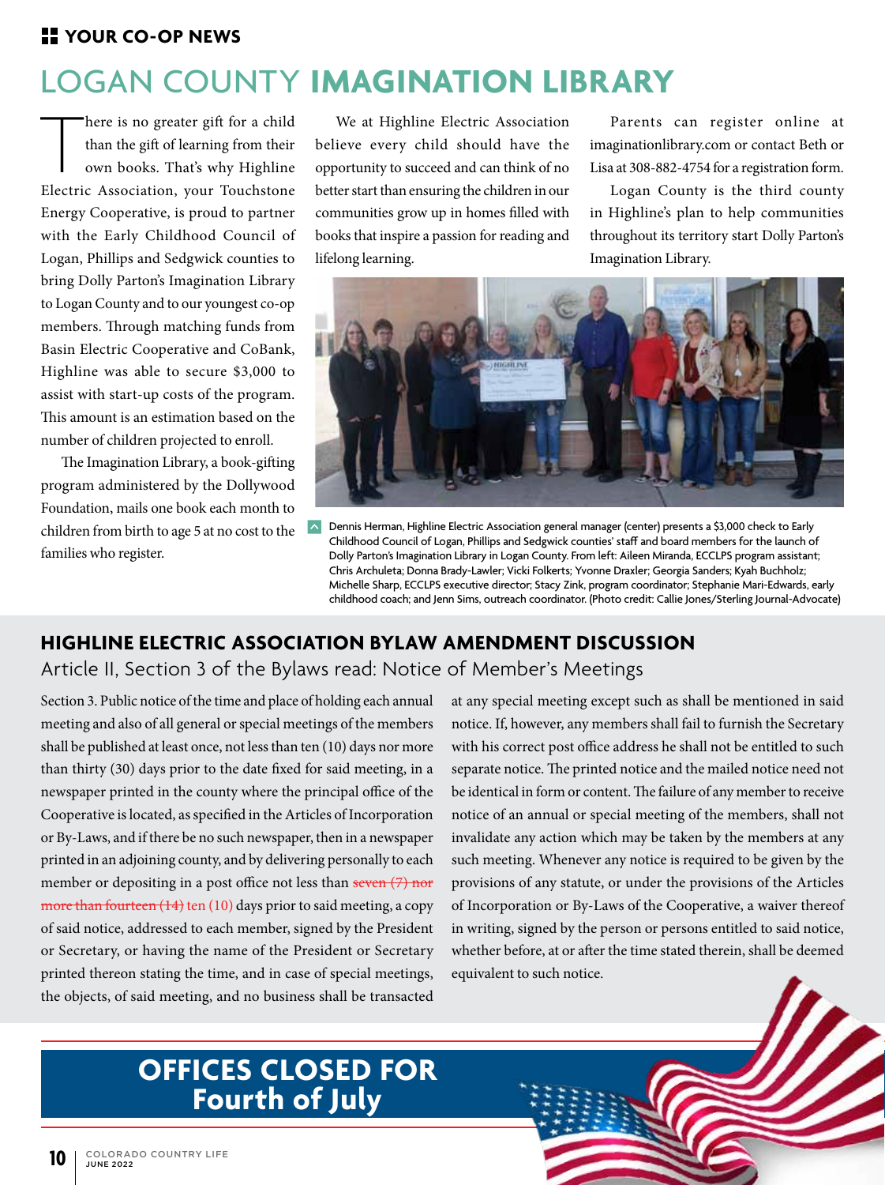## YOUR CO-OP NEWS

# LOGAN COUNTY **IMAGINATION LIBRARY**

There is no greater gift for a child than the gift of learning from their own books. That's why Highline Electric Association, your Touchstone Energy Cooperative, is proud to partner with the Early Childhood Council of Logan, Phillips and Sedgwick counties to bring Dolly Parton's Imagination Library to Logan County and to our youngest co-op members. Through matching funds from Basin Electric Cooperative and CoBank, Highline was able to secure $3,000 to assist with start-up costs of the program. This amount is an estimation based on the number of children projected to enroll.

The Imagination Library, a book-gifting program administered by the Dollywood Foundation, mails one book each month to children from birth to age 5 at no cost to the families who register.

We at Highline Electric Association believe every child should have the opportunity to succeed and can think of no better start than ensuring the children in our communities grow up in homes filled with books that inspire a passion for reading and lifelong learning.

Parents can register online at imaginationlibrary.com or contact Beth or Lisa at 308-882-4754 for a registration form.

Logan County is the third county in Highline's plan to help communities throughout its territory start Dolly Parton's Imagination Library.

Dennis Herman, Highline Electric Association general manager (center) presents a $3,000 check to Early Childhood Council of Logan, Phillips and Sedgwick counties' staff and board members for the launch of Dolly Parton's Imagination Library in Logan County. From left: Aileen Miranda, ECCLPS program assistant; Chris Archuleta; Donna Brady-Lawler; Vicki Folkerts; Yvonne Draxler; Georgia Sanders; Kyah Buchholz; Michelle Sharp, ECCLPS executive director; Stacy Zink, program coordinator; Stephanie Mari-Edwards, early childhood coach; and Jenn Sims, outreach coordinator. (Photo credit: Callie Jones/Sterling Journal-Advocate)

## HIGHLINE ELECTRIC ASSOCIATION BYLAW AMENDMENT DISCUSSION

### Article II, Section 3 of the Bylaws read: Notice of Member's Meetings

Section 3. Public notice of the time and place of holding each annual meeting and also of all general or special meetings of the members shall be published at least once, not less than ten (10) days nor more than thirty (30) days prior to the date fixed for said meeting, in a newspaper printed in the county where the principal office of the Cooperative is located, as specified in the Articles of Incorporation or By-Laws, and if there be no such newspaper, then in a newspaper printed in an adjoining county, and by delivering personally to each member or depositing in a post office not less than ~~seven (7) nor more than fourteen (14)~~ ten (10) days prior to said meeting, a copy of said notice, addressed to each member, signed by the President or Secretary, or having the name of the President or Secretary printed thereon stating the time, and in case of special meetings, the objects, of said meeting, and no business shall be transacted at any special meeting except such as shall be mentioned in said notice. If, however, any members shall fail to furnish the Secretary with his correct post office address he shall not be entitled to such separate notice. The printed notice and the mailed notice need not be identical in form or content. The failure of any member to receive notice of an annual or special meeting of the members, shall not invalidate any action which may be taken by the members at any such meeting. Whenever any notice is required to be given by the provisions of any statute, or under the provisions of the Articles of Incorporation or By-Laws of the Cooperative, a waiver thereof in writing, signed by the person or persons entitled to said notice, whether before, at or after the time stated therein, shall be deemed equivalent to such notice.

## OFFICES CLOSED FOR Fourth of July